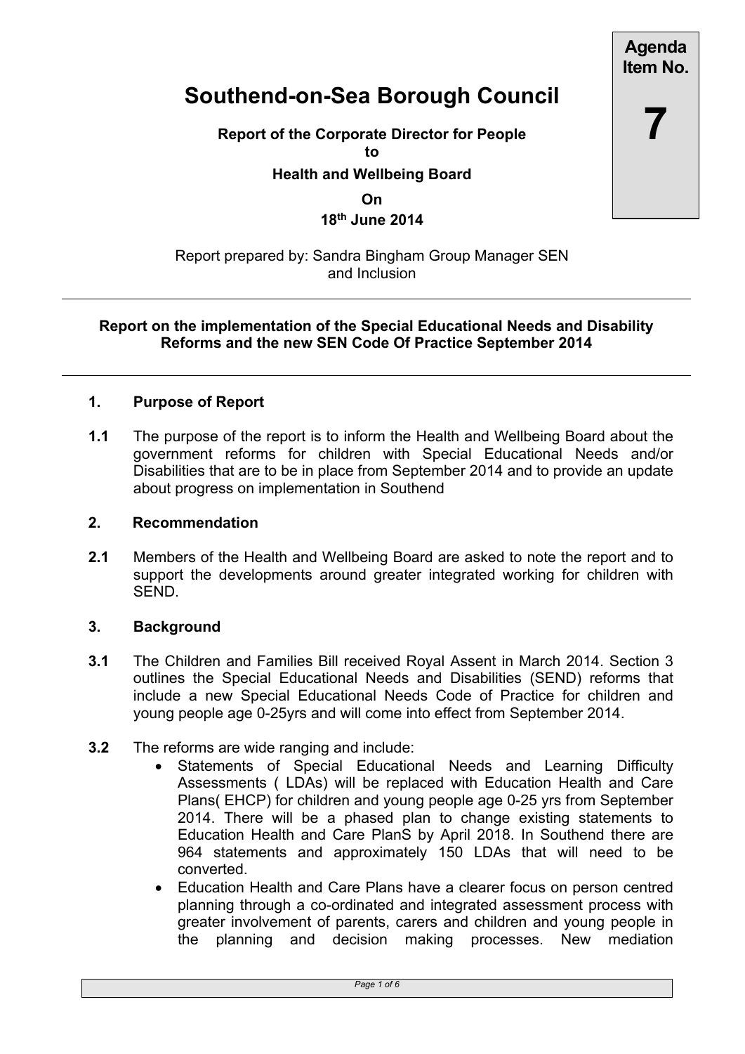**Agenda Item No.**

**7**

# Southend-on-Sea Borough Council

**Report of the Corporate Director for People**
**to**
**Health and Wellbeing Board**
**On**
**18th June 2014**

Report prepared by: Sandra Bingham Group Manager SEN and Inclusion

---

**Report on the implementation of the Special Educational Needs and Disability Reforms and the new SEN Code Of Practice September 2014**

---

## 1. Purpose of Report

**1.1** The purpose of the report is to inform the Health and Wellbeing Board about the government reforms for children with Special Educational Needs and/or Disabilities that are to be in place from September 2014 and to provide an update about progress on implementation in Southend

## 2. Recommendation

**2.1** Members of the Health and Wellbeing Board are asked to note the report and to support the developments around greater integrated working for children with SEND.

## 3. Background

**3.1** The Children and Families Bill received Royal Assent in March 2014. Section 3 outlines the Special Educational Needs and Disabilities (SEND) reforms that include a new Special Educational Needs Code of Practice for children and young people age 0-25yrs and will come into effect from September 2014.

**3.2** The reforms are wide ranging and include:

- Statements of Special Educational Needs and Learning Difficulty Assessments ( LDAs) will be replaced with Education Health and Care Plans( EHCP) for children and young people age 0-25 yrs from September 2014. There will be a phased plan to change existing statements to Education Health and Care PlanS by April 2018. In Southend there are 964 statements and approximately 150 LDAs that will need to be converted.
- Education Health and Care Plans have a clearer focus on person centred planning through a co-ordinated and integrated assessment process with greater involvement of parents, carers and children and young people in the planning and decision making processes. New mediation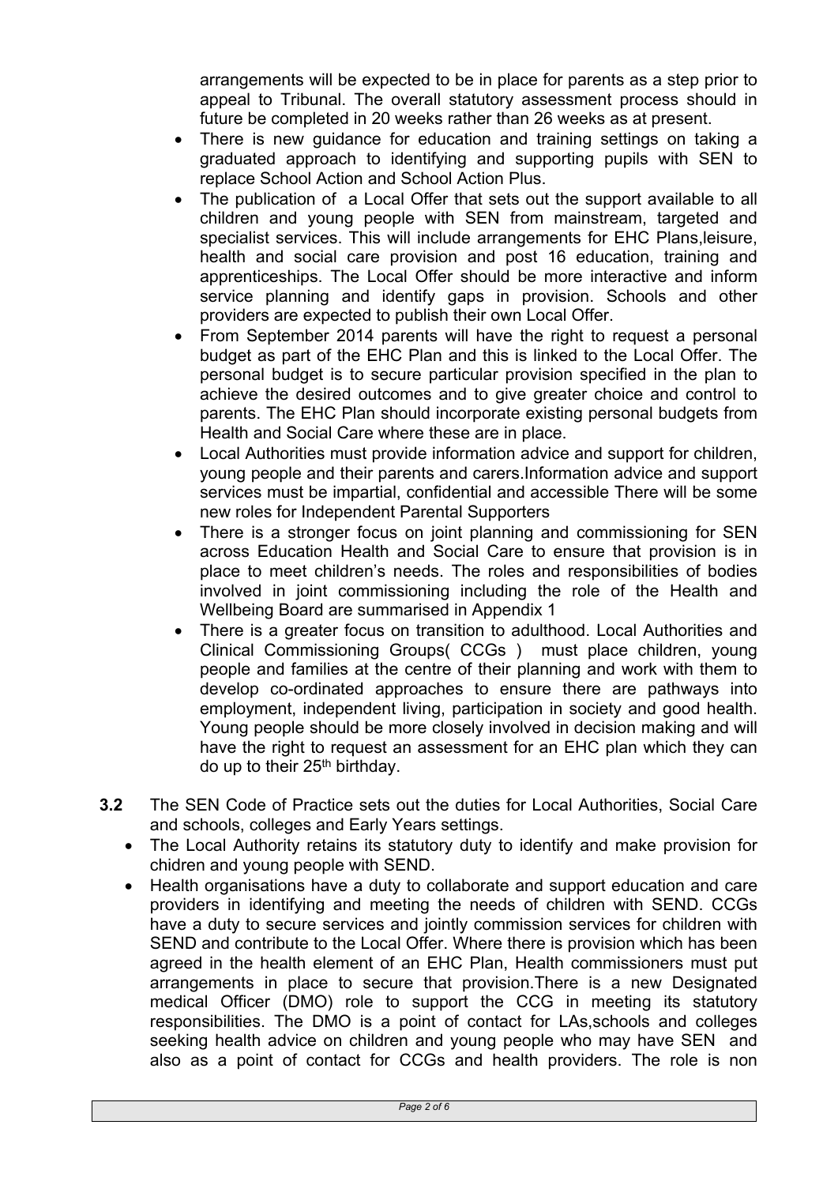arrangements will be expected to be in place for parents as a step prior to appeal to Tribunal. The overall statutory assessment process should in future be completed in 20 weeks rather than 26 weeks as at present.

- There is new guidance for education and training settings on taking a graduated approach to identifying and supporting pupils with SEN to replace School Action and School Action Plus.
- The publication of a Local Offer that sets out the support available to all children and young people with SEN from mainstream, targeted and specialist services. This will include arrangements for EHC Plans,leisure, health and social care provision and post 16 education, training and apprenticeships. The Local Offer should be more interactive and inform service planning and identify gaps in provision. Schools and other providers are expected to publish their own Local Offer.
- From September 2014 parents will have the right to request a personal budget as part of the EHC Plan and this is linked to the Local Offer. The personal budget is to secure particular provision specified in the plan to achieve the desired outcomes and to give greater choice and control to parents. The EHC Plan should incorporate existing personal budgets from Health and Social Care where these are in place.
- Local Authorities must provide information advice and support for children, young people and their parents and carers.Information advice and support services must be impartial, confidential and accessible There will be some new roles for Independent Parental Supporters
- There is a stronger focus on joint planning and commissioning for SEN across Education Health and Social Care to ensure that provision is in place to meet children's needs. The roles and responsibilities of bodies involved in joint commissioning including the role of the Health and Wellbeing Board are summarised in Appendix 1
- There is a greater focus on transition to adulthood. Local Authorities and Clinical Commissioning Groups( CCGs ) must place children, young people and families at the centre of their planning and work with them to develop co-ordinated approaches to ensure there are pathways into employment, independent living, participation in society and good health. Young people should be more closely involved in decision making and will have the right to request an assessment for an EHC plan which they can do up to their 25th birthday.

**3.2** The SEN Code of Practice sets out the duties for Local Authorities, Social Care and schools, colleges and Early Years settings.

- The Local Authority retains its statutory duty to identify and make provision for chidren and young people with SEND.
- Health organisations have a duty to collaborate and support education and care providers in identifying and meeting the needs of children with SEND. CCGs have a duty to secure services and jointly commission services for children with SEND and contribute to the Local Offer. Where there is provision which has been agreed in the health element of an EHC Plan, Health commissioners must put arrangements in place to secure that provision.There is a new Designated medical Officer (DMO) role to support the CCG in meeting its statutory responsibilities. The DMO is a point of contact for LAs,schools and colleges seeking health advice on children and young people who may have SEN and also as a point of contact for CCGs and health providers. The role is non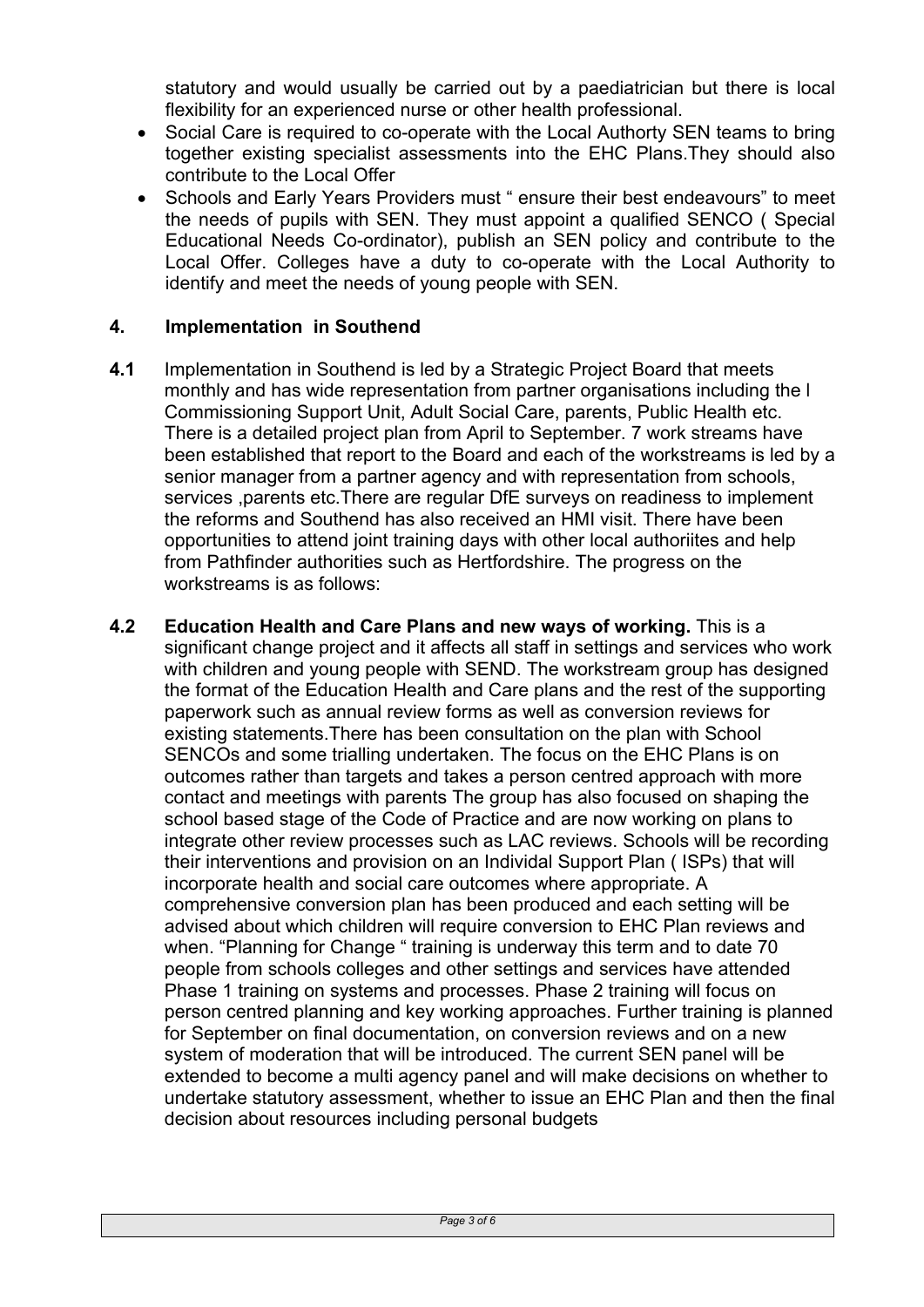statutory and would usually be carried out by a paediatrician but there is local flexibility for an experienced nurse or other health professional.

- Social Care is required to co-operate with the Local Authorty SEN teams to bring together existing specialist assessments into the EHC Plans.They should also contribute to the Local Offer
- Schools and Early Years Providers must " ensure their best endeavours" to meet the needs of pupils with SEN. They must appoint a qualified SENCO ( Special Educational Needs Co-ordinator), publish an SEN policy and contribute to the Local Offer. Colleges have a duty to co-operate with the Local Authority to identify and meet the needs of young people with SEN.

## 4. Implementation in Southend

**4.1** Implementation in Southend is led by a Strategic Project Board that meets monthly and has wide representation from partner organisations including the l Commissioning Support Unit, Adult Social Care, parents, Public Health etc. There is a detailed project plan from April to September. 7 work streams have been established that report to the Board and each of the workstreams is led by a senior manager from a partner agency and with representation from schools, services ,parents etc.There are regular DfE surveys on readiness to implement the reforms and Southend has also received an HMI visit. There have been opportunities to attend joint training days with other local authoriites and help from Pathfinder authorities such as Hertfordshire. The progress on the workstreams is as follows:

**4.2** **Education Health and Care Plans and new ways of working.** This is a significant change project and it affects all staff in settings and services who work with children and young people with SEND. The workstream group has designed the format of the Education Health and Care plans and the rest of the supporting paperwork such as annual review forms as well as conversion reviews for existing statements.There has been consultation on the plan with School SENCOs and some trialling undertaken. The focus on the EHC Plans is on outcomes rather than targets and takes a person centred approach with more contact and meetings with parents The group has also focused on shaping the school based stage of the Code of Practice and are now working on plans to integrate other review processes such as LAC reviews. Schools will be recording their interventions and provision on an Individal Support Plan ( ISPs) that will incorporate health and social care outcomes where appropriate. A comprehensive conversion plan has been produced and each setting will be advised about which children will require conversion to EHC Plan reviews and when. "Planning for Change " training is underway this term and to date 70 people from schools colleges and other settings and services have attended Phase 1 training on systems and processes. Phase 2 training will focus on person centred planning and key working approaches. Further training is planned for September on final documentation, on conversion reviews and on a new system of moderation that will be introduced. The current SEN panel will be extended to become a multi agency panel and will make decisions on whether to undertake statutory assessment, whether to issue an EHC Plan and then the final decision about resources including personal budgets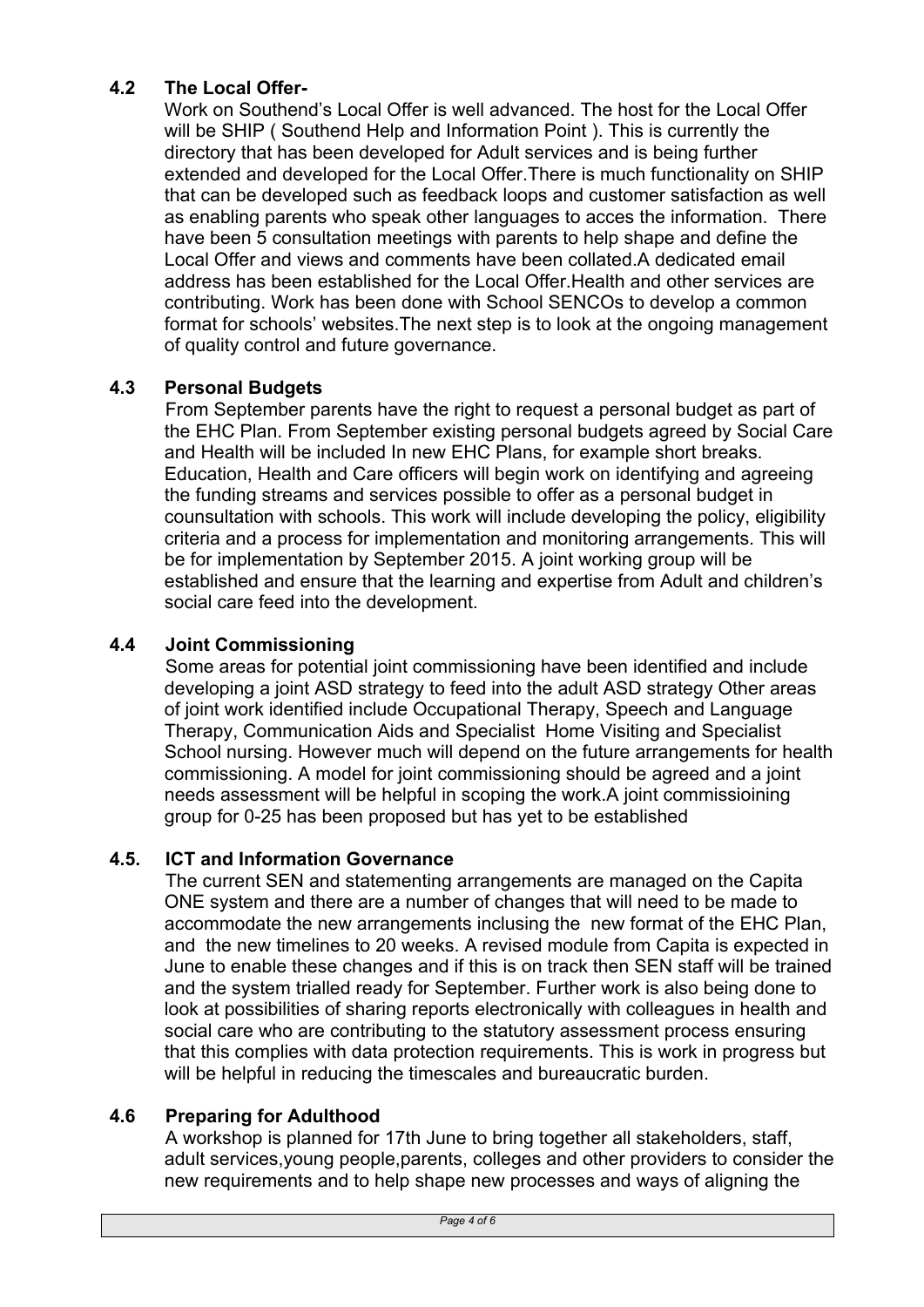### 4.2 The Local Offer-

Work on Southend's Local Offer is well advanced. The host for the Local Offer will be SHIP ( Southend Help and Information Point ). This is currently the directory that has been developed for Adult services and is being further extended and developed for the Local Offer.There is much functionality on SHIP that can be developed such as feedback loops and customer satisfaction as well as enabling parents who speak other languages to acces the information. There have been 5 consultation meetings with parents to help shape and define the Local Offer and views and comments have been collated.A dedicated email address has been established for the Local Offer.Health and other services are contributing. Work has been done with School SENCOs to develop a common format for schools' websites.The next step is to look at the ongoing management of quality control and future governance.

### 4.3 Personal Budgets

From September parents have the right to request a personal budget as part of the EHC Plan. From September existing personal budgets agreed by Social Care and Health will be included In new EHC Plans, for example short breaks. Education, Health and Care officers will begin work on identifying and agreeing the funding streams and services possible to offer as a personal budget in counsultation with schools. This work will include developing the policy, eligibility criteria and a process for implementation and monitoring arrangements. This will be for implementation by September 2015. A joint working group will be established and ensure that the learning and expertise from Adult and children's social care feed into the development.

### 4.4 Joint Commissioning

Some areas for potential joint commissioning have been identified and include developing a joint ASD strategy to feed into the adult ASD strategy Other areas of joint work identified include Occupational Therapy, Speech and Language Therapy, Communication Aids and Specialist Home Visiting and Specialist School nursing. However much will depend on the future arrangements for health commissioning. A model for joint commissioning should be agreed and a joint needs assessment will be helpful in scoping the work.A joint commissioining group for 0-25 has been proposed but has yet to be established

### 4.5. ICT and Information Governance

The current SEN and statementing arrangements are managed on the Capita ONE system and there are a number of changes that will need to be made to accommodate the new arrangements inclusing the new format of the EHC Plan, and the new timelines to 20 weeks. A revised module from Capita is expected in June to enable these changes and if this is on track then SEN staff will be trained and the system trialled ready for September. Further work is also being done to look at possibilities of sharing reports electronically with colleagues in health and social care who are contributing to the statutory assessment process ensuring that this complies with data protection requirements. This is work in progress but will be helpful in reducing the timescales and bureaucratic burden.

### 4.6 Preparing for Adulthood

A workshop is planned for 17th June to bring together all stakeholders, staff, adult services,young people,parents, colleges and other providers to consider the new requirements and to help shape new processes and ways of aligning the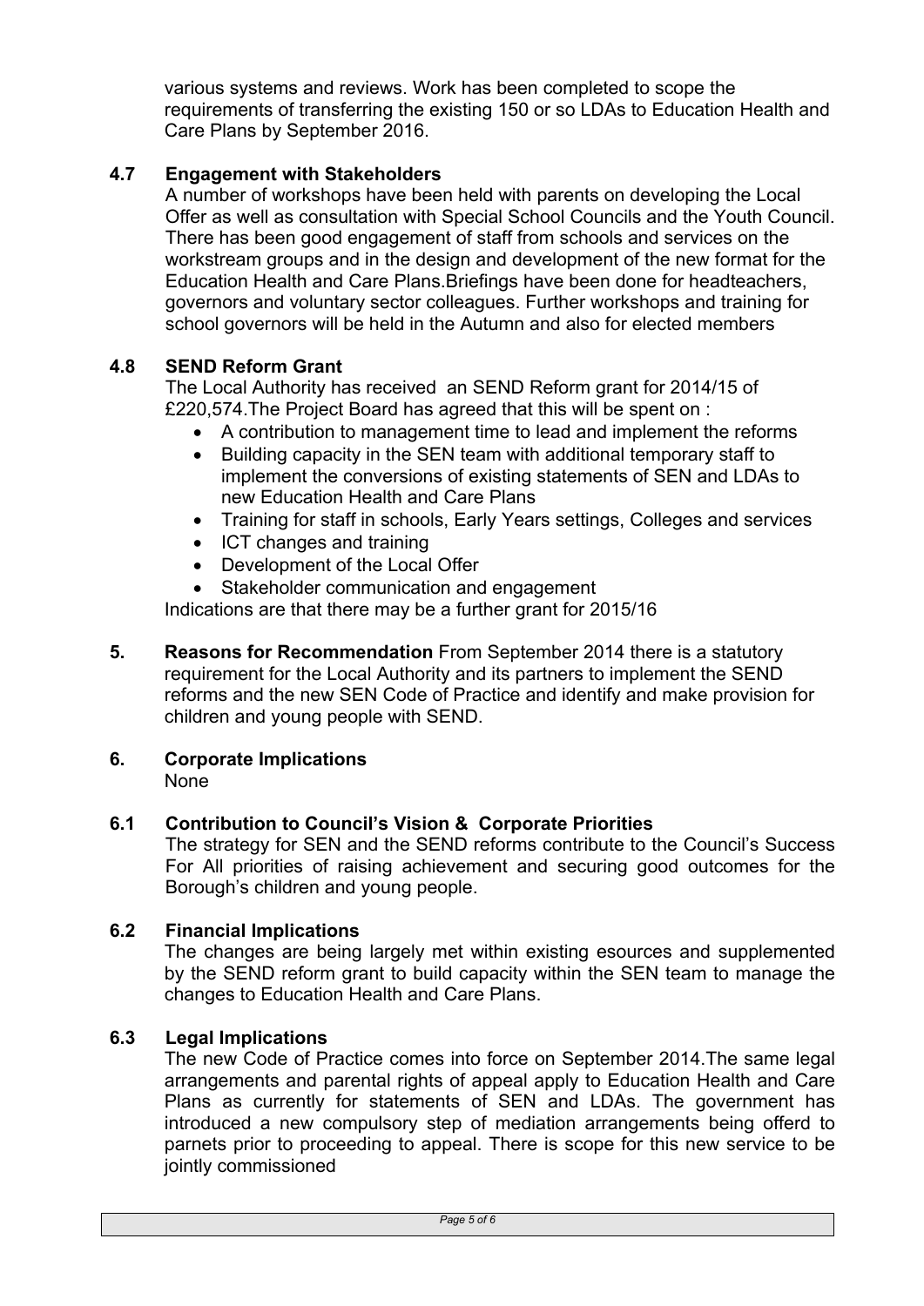various systems and reviews. Work has been completed to scope the requirements of transferring the existing 150 or so LDAs to Education Health and Care Plans by September 2016.

### 4.7 Engagement with Stakeholders

A number of workshops have been held with parents on developing the Local Offer as well as consultation with Special School Councils and the Youth Council. There has been good engagement of staff from schools and services on the workstream groups and in the design and development of the new format for the Education Health and Care Plans.Briefings have been done for headteachers, governors and voluntary sector colleagues. Further workshops and training for school governors will be held in the Autumn and also for elected members

### 4.8 SEND Reform Grant

The Local Authority has received an SEND Reform grant for 2014/15 of £220,574.The Project Board has agreed that this will be spent on :

- A contribution to management time to lead and implement the reforms
- Building capacity in the SEN team with additional temporary staff to implement the conversions of existing statements of SEN and LDAs to new Education Health and Care Plans
- Training for staff in schools, Early Years settings, Colleges and services
- ICT changes and training
- Development of the Local Offer
- Stakeholder communication and engagement

Indications are that there may be a further grant for 2015/16

## 5. Reasons for Recommendation

**Reasons for Recommendation** From September 2014 there is a statutory requirement for the Local Authority and its partners to implement the SEND reforms and the new SEN Code of Practice and identify and make provision for children and young people with SEND.

## 6. Corporate Implications

None

### 6.1 Contribution to Council's Vision & Corporate Priorities

The strategy for SEN and the SEND reforms contribute to the Council's Success For All priorities of raising achievement and securing good outcomes for the Borough's children and young people.

### 6.2 Financial Implications

The changes are being largely met within existing esources and supplemented by the SEND reform grant to build capacity within the SEN team to manage the changes to Education Health and Care Plans.

### 6.3 Legal Implications

The new Code of Practice comes into force on September 2014.The same legal arrangements and parental rights of appeal apply to Education Health and Care Plans as currently for statements of SEN and LDAs. The government has introduced a new compulsory step of mediation arrangements being offerd to parnets prior to proceeding to appeal. There is scope for this new service to be jointly commissioned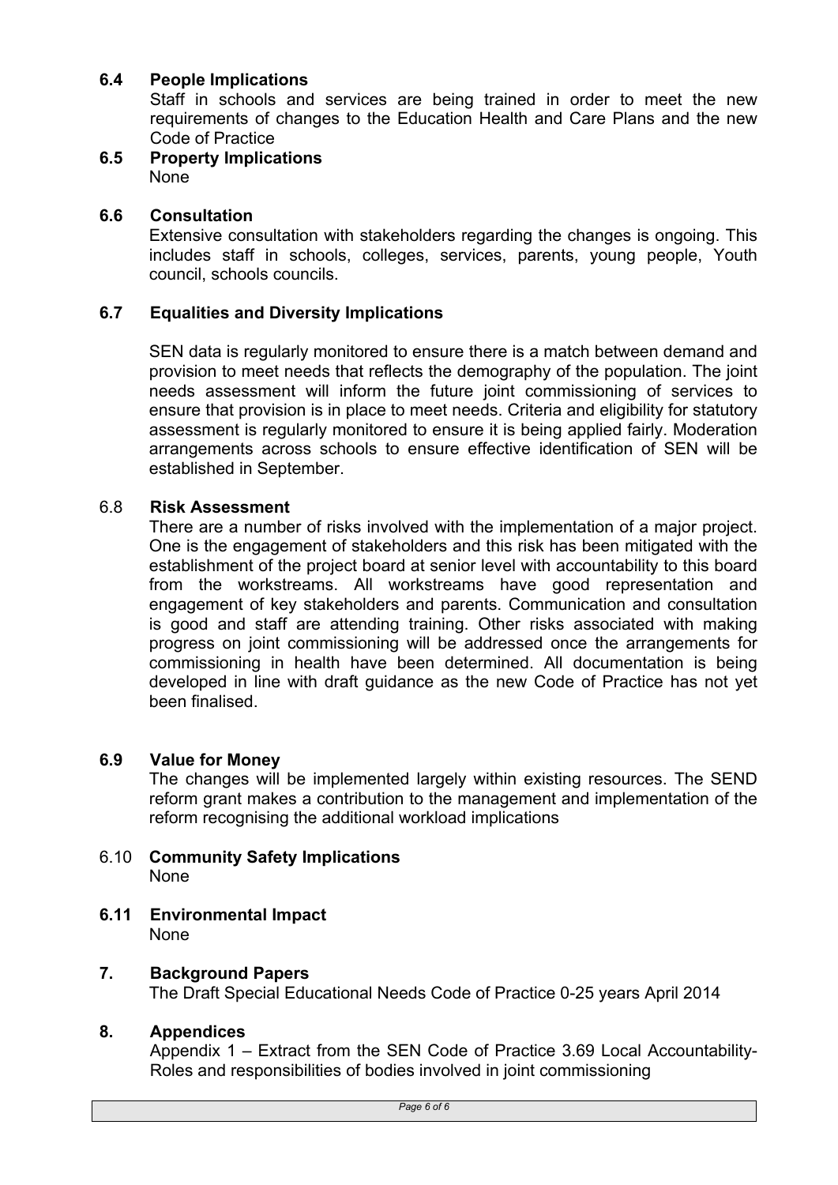### 6.4 People Implications

Staff in schools and services are being trained in order to meet the new requirements of changes to the Education Health and Care Plans and the new Code of Practice

### 6.5 Property Implications

None

### 6.6 Consultation

Extensive consultation with stakeholders regarding the changes is ongoing. This includes staff in schools, colleges, services, parents, young people, Youth council, schools councils.

### 6.7 Equalities and Diversity Implications

SEN data is regularly monitored to ensure there is a match between demand and provision to meet needs that reflects the demography of the population. The joint needs assessment will inform the future joint commissioning of services to ensure that provision is in place to meet needs. Criteria and eligibility for statutory assessment is regularly monitored to ensure it is being applied fairly. Moderation arrangements across schools to ensure effective identification of SEN will be established in September.

### 6.8 Risk Assessment

There are a number of risks involved with the implementation of a major project. One is the engagement of stakeholders and this risk has been mitigated with the establishment of the project board at senior level with accountability to this board from the workstreams. All workstreams have good representation and engagement of key stakeholders and parents. Communication and consultation is good and staff are attending training. Other risks associated with making progress on joint commissioning will be addressed once the arrangements for commissioning in health have been determined. All documentation is being developed in line with draft guidance as the new Code of Practice has not yet been finalised.

### 6.9 Value for Money

The changes will be implemented largely within existing resources. The SEND reform grant makes a contribution to the management and implementation of the reform recognising the additional workload implications

### 6.10 Community Safety Implications

None

### 6.11 Environmental Impact

None

## 7. Background Papers

The Draft Special Educational Needs Code of Practice 0-25 years April 2014

## 8. Appendices

Appendix 1 – Extract from the SEN Code of Practice 3.69 Local Accountability- Roles and responsibilities of bodies involved in joint commissioning